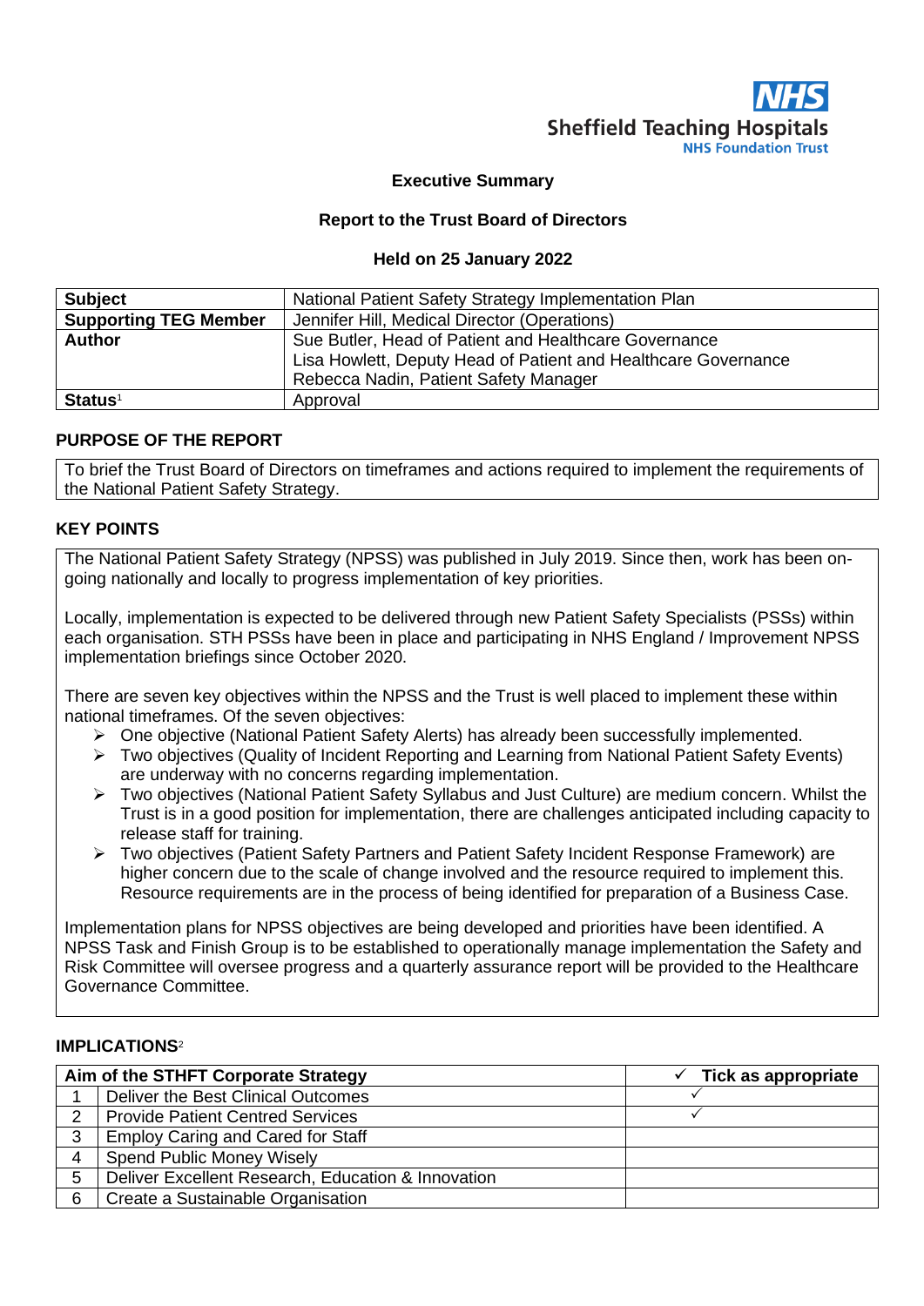NHS
Sheffield Teaching Hospitals
NHS Foundation Trust

**Executive Summary**

**Report to the Trust Board of Directors**

**Held on 25 January 2022**

| | |
|---|---|
| **Subject** | National Patient Safety Strategy Implementation Plan |
| **Supporting TEG Member** | Jennifer Hill, Medical Director (Operations) |
| **Author** | Sue Butler, Head of Patient and Healthcare Governance<br>Lisa Howlett, Deputy Head of Patient and Healthcare Governance<br>Rebecca Nadin, Patient Safety Manager |
| **Status**[1] | Approval |

## PURPOSE OF THE REPORT

To brief the Trust Board of Directors on timeframes and actions required to implement the requirements of the National Patient Safety Strategy.

## KEY POINTS

The National Patient Safety Strategy (NPSS) was published in July 2019. Since then, work has been on-going nationally and locally to progress implementation of key priorities.

Locally, implementation is expected to be delivered through new Patient Safety Specialists (PSSs) within each organisation. STH PSSs have been in place and participating in NHS England / Improvement NPSS implementation briefings since October 2020.

There are seven key objectives within the NPSS and the Trust is well placed to implement these within national timeframes. Of the seven objectives:

- One objective (National Patient Safety Alerts) has already been successfully implemented.
- Two objectives (Quality of Incident Reporting and Learning from National Patient Safety Events) are underway with no concerns regarding implementation.
- Two objectives (National Patient Safety Syllabus and Just Culture) are medium concern. Whilst the Trust is in a good position for implementation, there are challenges anticipated including capacity to release staff for training.
- Two objectives (Patient Safety Partners and Patient Safety Incident Response Framework) are higher concern due to the scale of change involved and the resource required to implement this. Resource requirements are in the process of being identified for preparation of a Business Case.

Implementation plans for NPSS objectives are being developed and priorities have been identified. A NPSS Task and Finish Group is to be established to operationally manage implementation the Safety and Risk Committee will oversee progress and a quarterly assurance report will be provided to the Healthcare Governance Committee.

## IMPLICATIONS[2]

| Aim of the STHFT Corporate Strategy | | ✓ Tick as appropriate |
|---|---|---|
| 1 | Deliver the Best Clinical Outcomes | ✓ |
| 2 | Provide Patient Centred Services | ✓ |
| 3 | Employ Caring and Cared for Staff | |
| 4 | Spend Public Money Wisely | |
| 5 | Deliver Excellent Research, Education & Innovation | |
| 6 | Create a Sustainable Organisation | |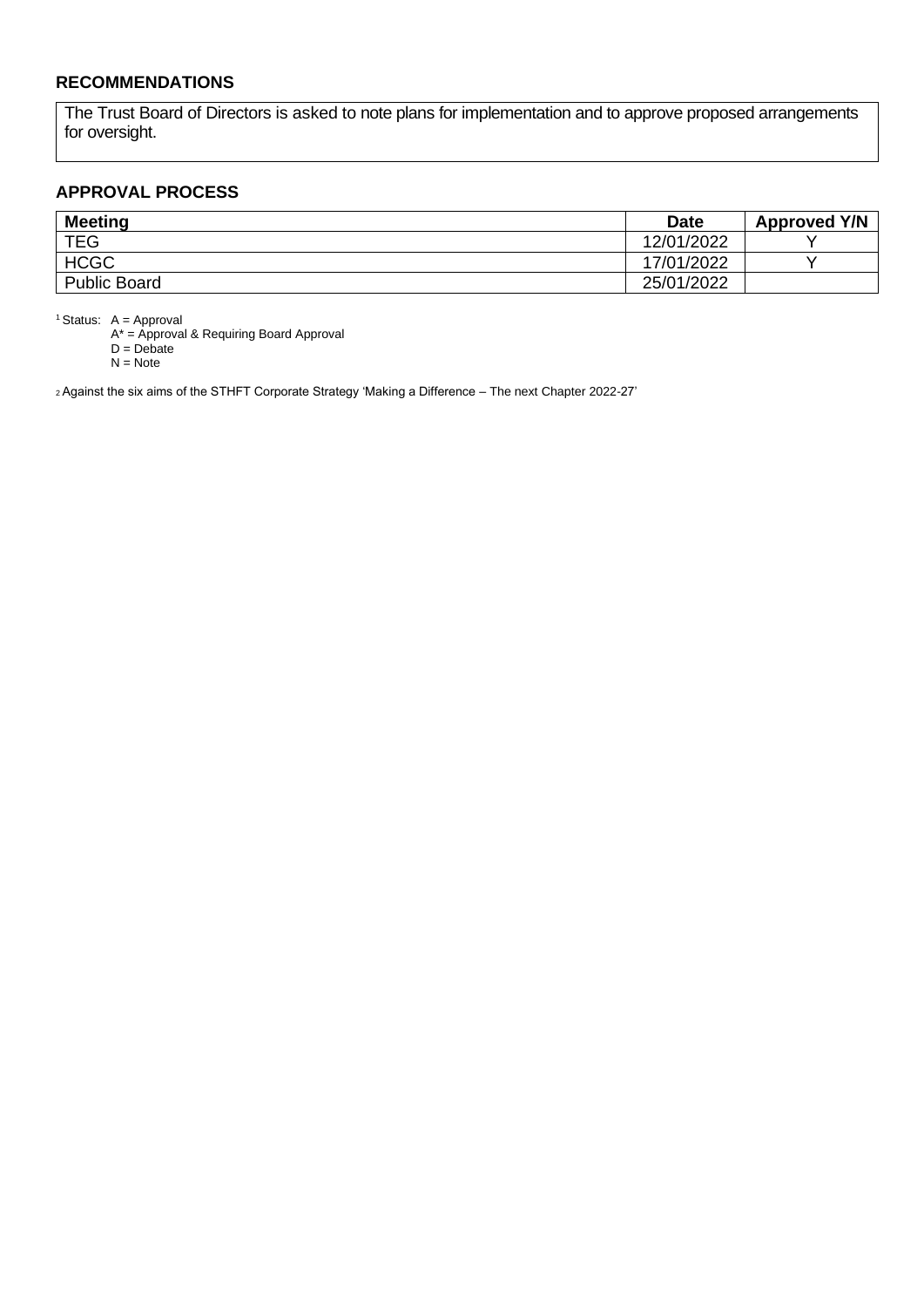## RECOMMENDATIONS

The Trust Board of Directors is asked to note plans for implementation and to approve proposed arrangements for oversight.

## APPROVAL PROCESS

| Meeting | Date | Approved Y/N |
|---|---|---|
| TEG | 12/01/2022 | Y |
| HCGC | 17/01/2022 | Y |
| Public Board | 25/01/2022 | |

[1] Status: A = Approval
A* = Approval & Requiring Board Approval
D = Debate
N = Note

[2] Against the six aims of the STHFT Corporate Strategy 'Making a Difference – The next Chapter 2022-27'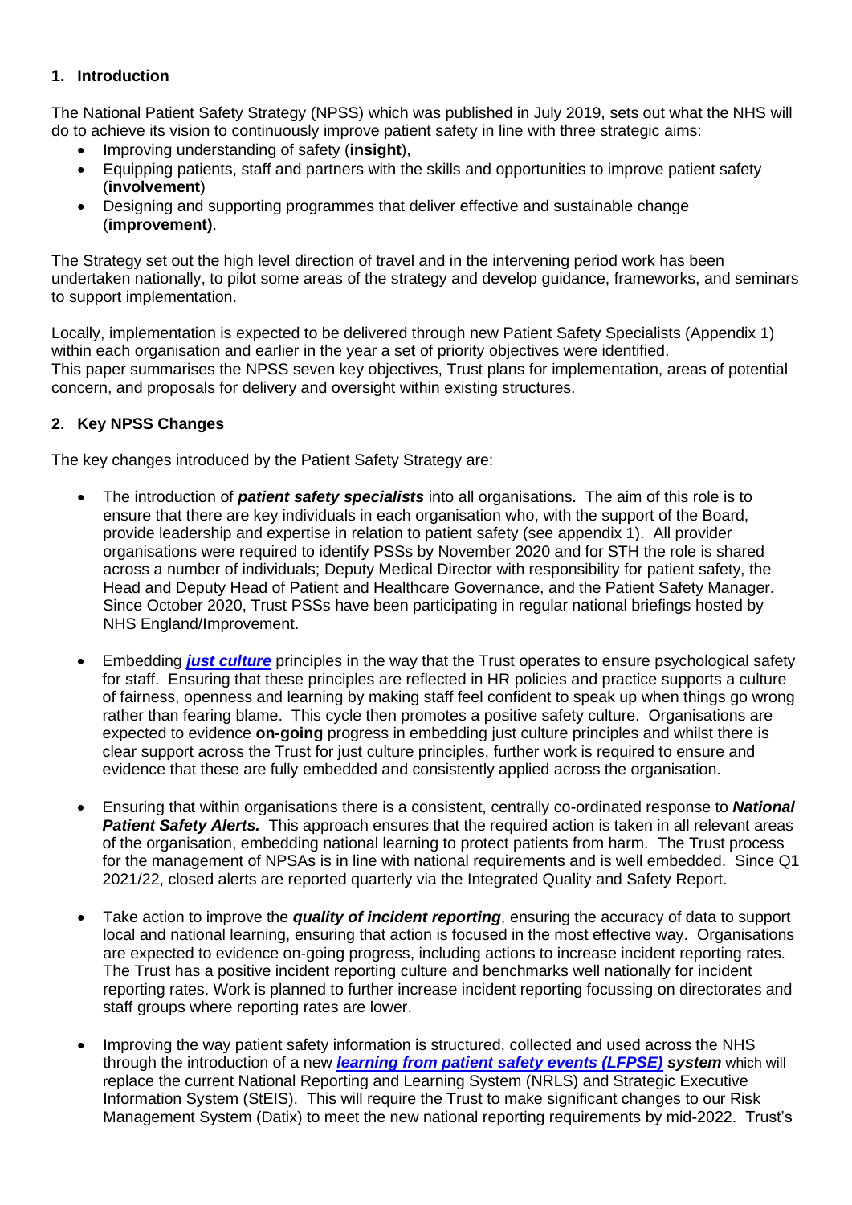## 1. Introduction

The National Patient Safety Strategy (NPSS) which was published in July 2019, sets out what the NHS will do to achieve its vision to continuously improve patient safety in line with three strategic aims:

- Improving understanding of safety (**insight**),
- Equipping patients, staff and partners with the skills and opportunities to improve patient safety (**involvement**)
- Designing and supporting programmes that deliver effective and sustainable change (**improvement)**.

The Strategy set out the high level direction of travel and in the intervening period work has been undertaken nationally, to pilot some areas of the strategy and develop guidance, frameworks, and seminars to support implementation.

Locally, implementation is expected to be delivered through new Patient Safety Specialists (Appendix 1) within each organisation and earlier in the year a set of priority objectives were identified. This paper summarises the NPSS seven key objectives, Trust plans for implementation, areas of potential concern, and proposals for delivery and oversight within existing structures.

## 2. Key NPSS Changes

The key changes introduced by the Patient Safety Strategy are:

- The introduction of ***patient safety specialists*** into all organisations. The aim of this role is to ensure that there are key individuals in each organisation who, with the support of the Board, provide leadership and expertise in relation to patient safety (see appendix 1). All provider organisations were required to identify PSSs by November 2020 and for STH the role is shared across a number of individuals; Deputy Medical Director with responsibility for patient safety, the Head and Deputy Head of Patient and Healthcare Governance, and the Patient Safety Manager. Since October 2020, Trust PSSs have been participating in regular national briefings hosted by NHS England/Improvement.

- Embedding ***just culture*** principles in the way that the Trust operates to ensure psychological safety for staff. Ensuring that these principles are reflected in HR policies and practice supports a culture of fairness, openness and learning by making staff feel confident to speak up when things go wrong rather than fearing blame. This cycle then promotes a positive safety culture. Organisations are expected to evidence **on-going** progress in embedding just culture principles and whilst there is clear support across the Trust for just culture principles, further work is required to ensure and evidence that these are fully embedded and consistently applied across the organisation.

- Ensuring that within organisations there is a consistent, centrally co-ordinated response to ***National Patient Safety Alerts.*** This approach ensures that the required action is taken in all relevant areas of the organisation, embedding national learning to protect patients from harm. The Trust process for the management of NPSAs is in line with national requirements and is well embedded. Since Q1 2021/22, closed alerts are reported quarterly via the Integrated Quality and Safety Report.

- Take action to improve the ***quality of incident reporting***, ensuring the accuracy of data to support local and national learning, ensuring that action is focused in the most effective way. Organisations are expected to evidence on-going progress, including actions to increase incident reporting rates. The Trust has a positive incident reporting culture and benchmarks well nationally for incident reporting rates. Work is planned to further increase incident reporting focussing on directorates and staff groups where reporting rates are lower.

- Improving the way patient safety information is structured, collected and used across the NHS through the introduction of a new ***learning from patient safety events (LFPSE) system*** which will replace the current National Reporting and Learning System (NRLS) and Strategic Executive Information System (StEIS). This will require the Trust to make significant changes to our Risk Management System (Datix) to meet the new national reporting requirements by mid-2022. Trust's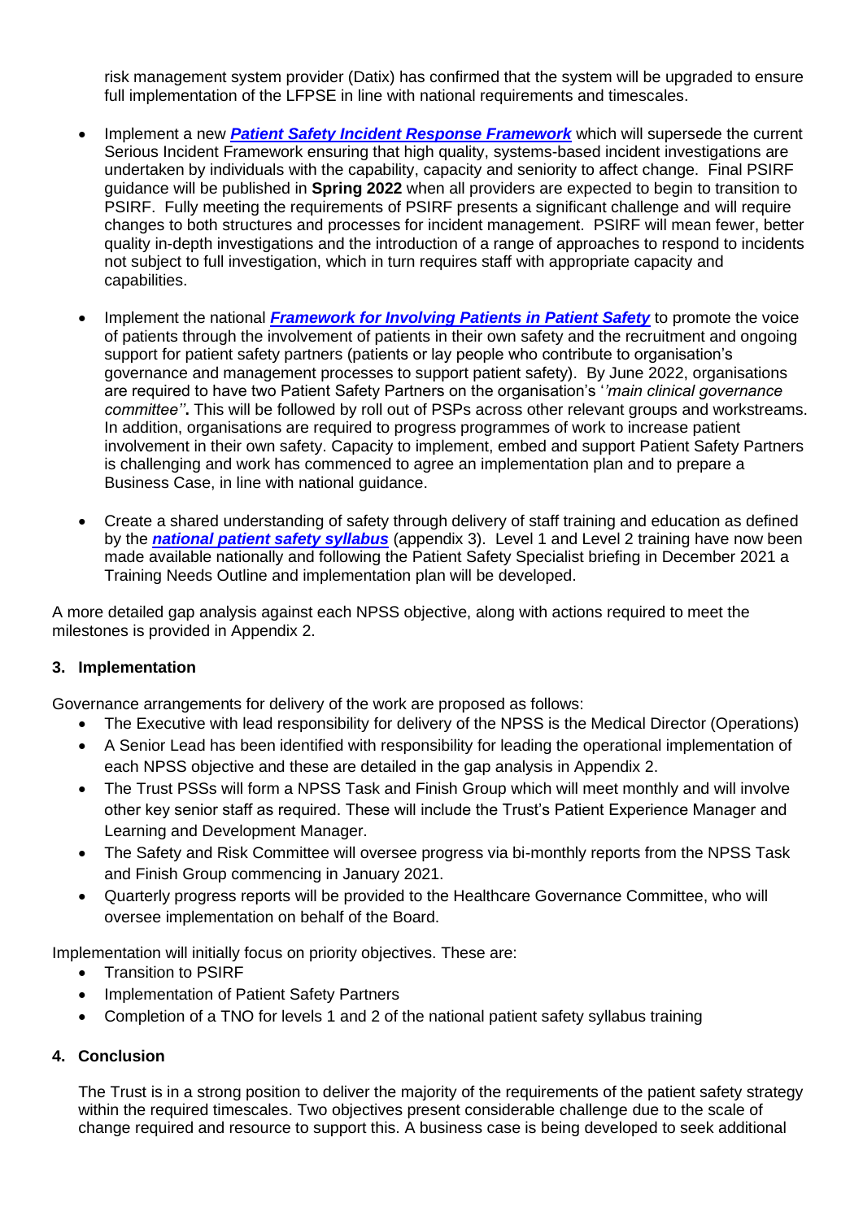risk management system provider (Datix) has confirmed that the system will be upgraded to ensure full implementation of the LFPSE in line with national requirements and timescales.

- Implement a new ***Patient Safety Incident Response Framework*** which will supersede the current Serious Incident Framework ensuring that high quality, systems-based incident investigations are undertaken by individuals with the capability, capacity and seniority to affect change. Final PSIRF guidance will be published in **Spring 2022** when all providers are expected to begin to transition to PSIRF. Fully meeting the requirements of PSIRF presents a significant challenge and will require changes to both structures and processes for incident management. PSIRF will mean fewer, better quality in-depth investigations and the introduction of a range of approaches to respond to incidents not subject to full investigation, which in turn requires staff with appropriate capacity and capabilities.

- Implement the national ***Framework for Involving Patients in Patient Safety*** to promote the voice of patients through the involvement of patients in their own safety and the recruitment and ongoing support for patient safety partners (patients or lay people who contribute to organisation's governance and management processes to support patient safety). By June 2022, organisations are required to have two Patient Safety Partners on the organisation's '*'main clinical governance committee''***.** This will be followed by roll out of PSPs across other relevant groups and workstreams. In addition, organisations are required to progress programmes of work to increase patient involvement in their own safety. Capacity to implement, embed and support Patient Safety Partners is challenging and work has commenced to agree an implementation plan and to prepare a Business Case, in line with national guidance.

- Create a shared understanding of safety through delivery of staff training and education as defined by the ***national patient safety syllabus*** (appendix 3). Level 1 and Level 2 training have now been made available nationally and following the Patient Safety Specialist briefing in December 2021 a Training Needs Outline and implementation plan will be developed.

A more detailed gap analysis against each NPSS objective, along with actions required to meet the milestones is provided in Appendix 2.

### 3. Implementation

Governance arrangements for delivery of the work are proposed as follows:

- The Executive with lead responsibility for delivery of the NPSS is the Medical Director (Operations)
- A Senior Lead has been identified with responsibility for leading the operational implementation of each NPSS objective and these are detailed in the gap analysis in Appendix 2.
- The Trust PSSs will form a NPSS Task and Finish Group which will meet monthly and will involve other key senior staff as required. These will include the Trust's Patient Experience Manager and Learning and Development Manager.
- The Safety and Risk Committee will oversee progress via bi-monthly reports from the NPSS Task and Finish Group commencing in January 2021.
- Quarterly progress reports will be provided to the Healthcare Governance Committee, who will oversee implementation on behalf of the Board.

Implementation will initially focus on priority objectives. These are:

- Transition to PSIRF
- Implementation of Patient Safety Partners
- Completion of a TNO for levels 1 and 2 of the national patient safety syllabus training

### 4. Conclusion

The Trust is in a strong position to deliver the majority of the requirements of the patient safety strategy within the required timescales. Two objectives present considerable challenge due to the scale of change required and resource to support this. A business case is being developed to seek additional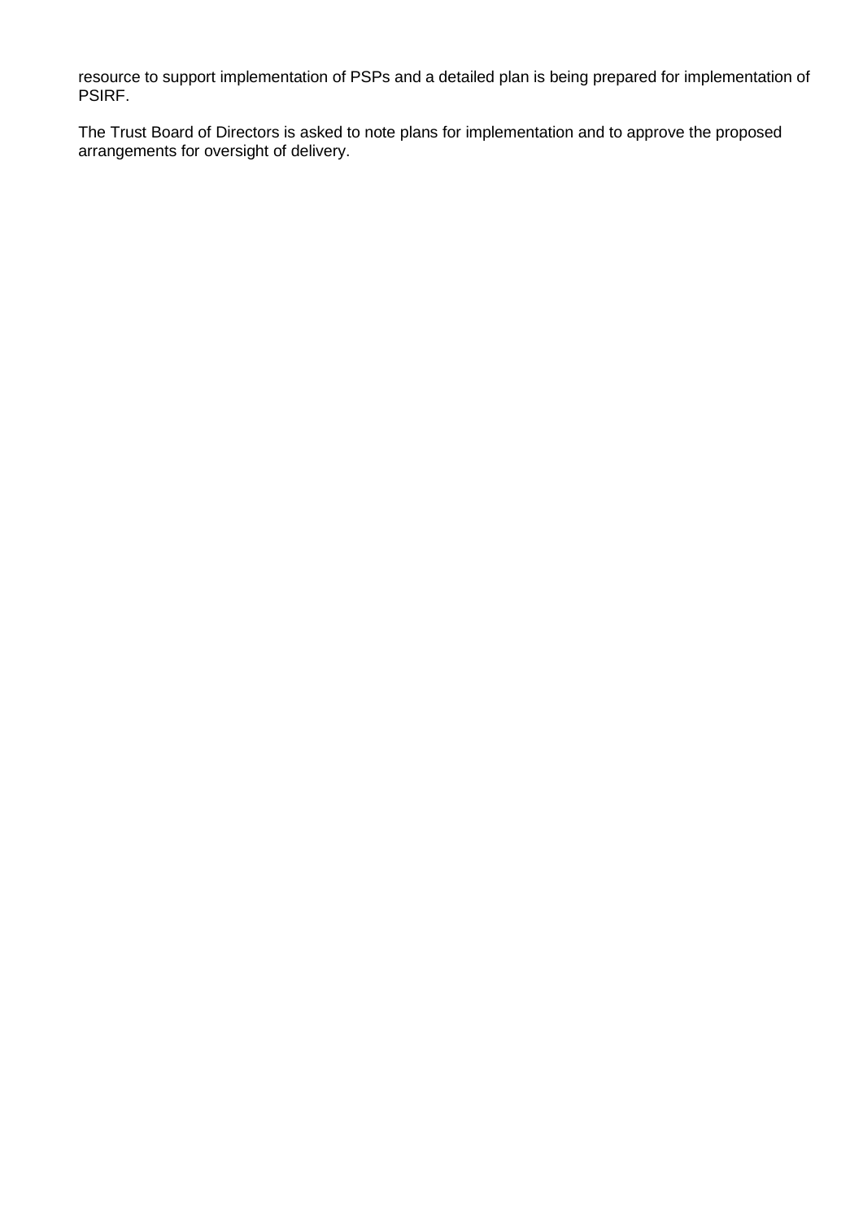resource to support implementation of PSPs and a detailed plan is being prepared for implementation of PSIRF.

The Trust Board of Directors is asked to note plans for implementation and to approve the proposed arrangements for oversight of delivery.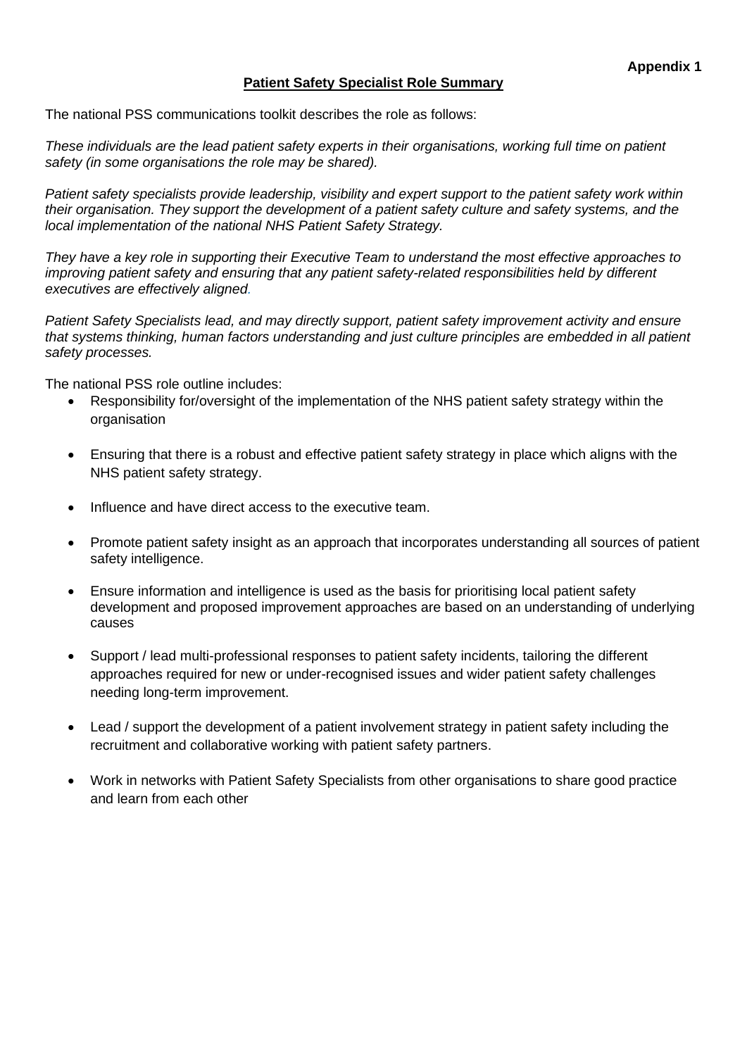**Appendix 1**

**Patient Safety Specialist Role Summary**

The national PSS communications toolkit describes the role as follows:

*These individuals are the lead patient safety experts in their organisations, working full time on patient safety (in some organisations the role may be shared).*

*Patient safety specialists provide leadership, visibility and expert support to the patient safety work within their organisation. They support the development of a patient safety culture and safety systems, and the local implementation of the national NHS Patient Safety Strategy.*

*They have a key role in supporting their Executive Team to understand the most effective approaches to improving patient safety and ensuring that any patient safety-related responsibilities held by different executives are effectively aligned.*

*Patient Safety Specialists lead, and may directly support, patient safety improvement activity and ensure that systems thinking, human factors understanding and just culture principles are embedded in all patient safety processes.*

The national PSS role outline includes:

- Responsibility for/oversight of the implementation of the NHS patient safety strategy within the organisation
- Ensuring that there is a robust and effective patient safety strategy in place which aligns with the NHS patient safety strategy.
- Influence and have direct access to the executive team.
- Promote patient safety insight as an approach that incorporates understanding all sources of patient safety intelligence.
- Ensure information and intelligence is used as the basis for prioritising local patient safety development and proposed improvement approaches are based on an understanding of underlying causes
- Support / lead multi-professional responses to patient safety incidents, tailoring the different approaches required for new or under-recognised issues and wider patient safety challenges needing long-term improvement.
- Lead / support the development of a patient involvement strategy in patient safety including the recruitment and collaborative working with patient safety partners.
- Work in networks with Patient Safety Specialists from other organisations to share good practice and learn from each other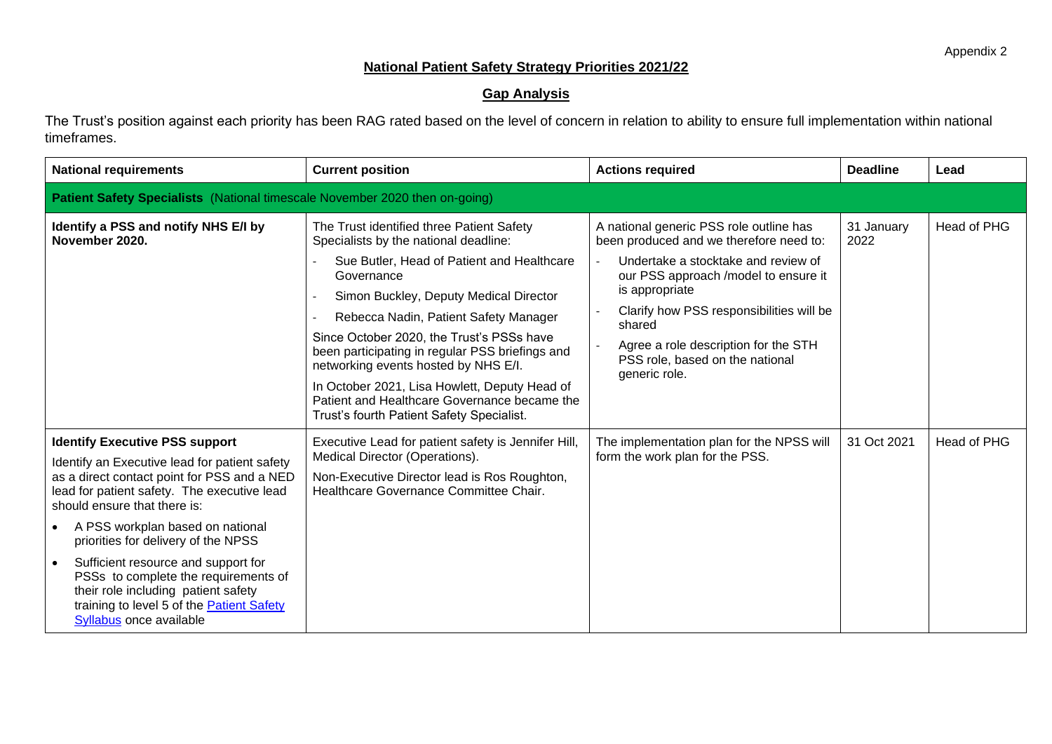Appendix 2

## National Patient Safety Strategy Priorities 2021/22

## Gap Analysis

The Trust's position against each priority has been RAG rated based on the level of concern in relation to ability to ensure full implementation within national timeframes.

| National requirements | Current position | Actions required | Deadline | Lead |
|---|---|---|---|---|
| **Patient Safety Specialists** (National timescale November 2020 then on-going) | | | | |
| **Identify a PSS and notify NHS E/I by November 2020.** | The Trust identified three Patient Safety Specialists by the national deadline:<br>- Sue Butler, Head of Patient and Healthcare Governance<br>- Simon Buckley, Deputy Medical Director<br>- Rebecca Nadin, Patient Safety Manager<br>Since October 2020, the Trust's PSSs have been participating in regular PSS briefings and networking events hosted by NHS E/I.<br>In October 2021, Lisa Howlett, Deputy Head of Patient and Healthcare Governance became the Trust's fourth Patient Safety Specialist. | A national generic PSS role outline has been produced and we therefore need to:<br>- Undertake a stocktake and review of our PSS approach /model to ensure it is appropriate<br>- Clarify how PSS responsibilities will be shared<br>- Agree a role description for the STH PSS role, based on the national generic role. | 31 January 2022 | Head of PHG |
| **Identify Executive PSS support**<br>Identify an Executive lead for patient safety as a direct contact point for PSS and a NED lead for patient safety. The executive lead should ensure that there is:<br>• A PSS workplan based on national priorities for delivery of the NPSS<br>• Sufficient resource and support for PSSs to complete the requirements of their role including patient safety training to level 5 of the Patient Safety Syllabus once available | Executive Lead for patient safety is Jennifer Hill, Medical Director (Operations).<br>Non-Executive Director lead is Ros Roughton, Healthcare Governance Committee Chair. | The implementation plan for the NPSS will form the work plan for the PSS. | 31 Oct 2021 | Head of PHG |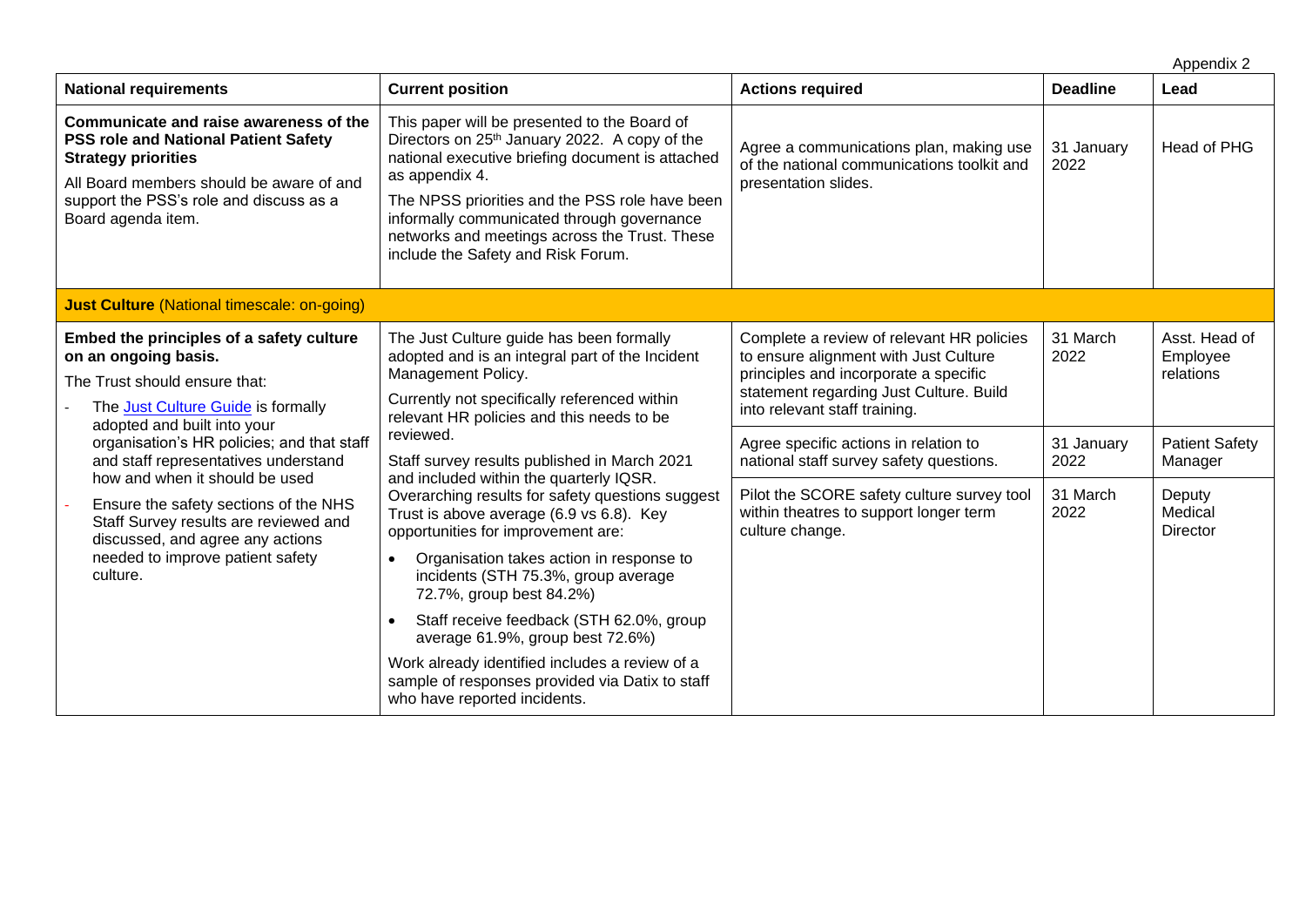Appendix 2

| National requirements | Current position | Actions required | Deadline | Lead |
|---|---|---|---|---|
| **Communicate and raise awareness of the PSS role and National Patient Safety Strategy priorities**<br>All Board members should be aware of and support the PSS's role and discuss as a Board agenda item. | This paper will be presented to the Board of Directors on 25th January 2022. A copy of the national executive briefing document is attached as appendix 4.<br>The NPSS priorities and the PSS role have been informally communicated through governance networks and meetings across the Trust. These include the Safety and Risk Forum. | Agree a communications plan, making use of the national communications toolkit and presentation slides. | 31 January 2022 | Head of PHG |
| **Just Culture** (National timescale: on-going) | | | | |
| **Embed the principles of a safety culture on an ongoing basis.**<br>The Trust should ensure that:<br>- The Just Culture Guide is formally adopted and built into your organisation's HR policies; and that staff and staff representatives understand how and when it should be used<br>- Ensure the safety sections of the NHS Staff Survey results are reviewed and discussed, and agree any actions needed to improve patient safety culture. | The Just Culture guide has been formally adopted and is an integral part of the Incident Management Policy.<br>Currently not specifically referenced within relevant HR policies and this needs to be reviewed.<br>Staff survey results published in March 2021 and included within the quarterly IQSR. Overarching results for safety questions suggest Trust is above average (6.9 vs 6.8). Key opportunities for improvement are:<br>• Organisation takes action in response to incidents (STH 75.3%, group average 72.7%, group best 84.2%)<br>• Staff receive feedback (STH 62.0%, group average 61.9%, group best 72.6%)<br>Work already identified includes a review of a sample of responses provided via Datix to staff who have reported incidents. | Complete a review of relevant HR policies to ensure alignment with Just Culture principles and incorporate a specific statement regarding Just Culture. Build into relevant staff training. | 31 March 2022 | Asst. Head of Employee relations |
| | | Agree specific actions in relation to national staff survey safety questions. | 31 January 2022 | Patient Safety Manager |
| | | Pilot the SCORE safety culture survey tool within theatres to support longer term culture change. | 31 March 2022 | Deputy Medical Director |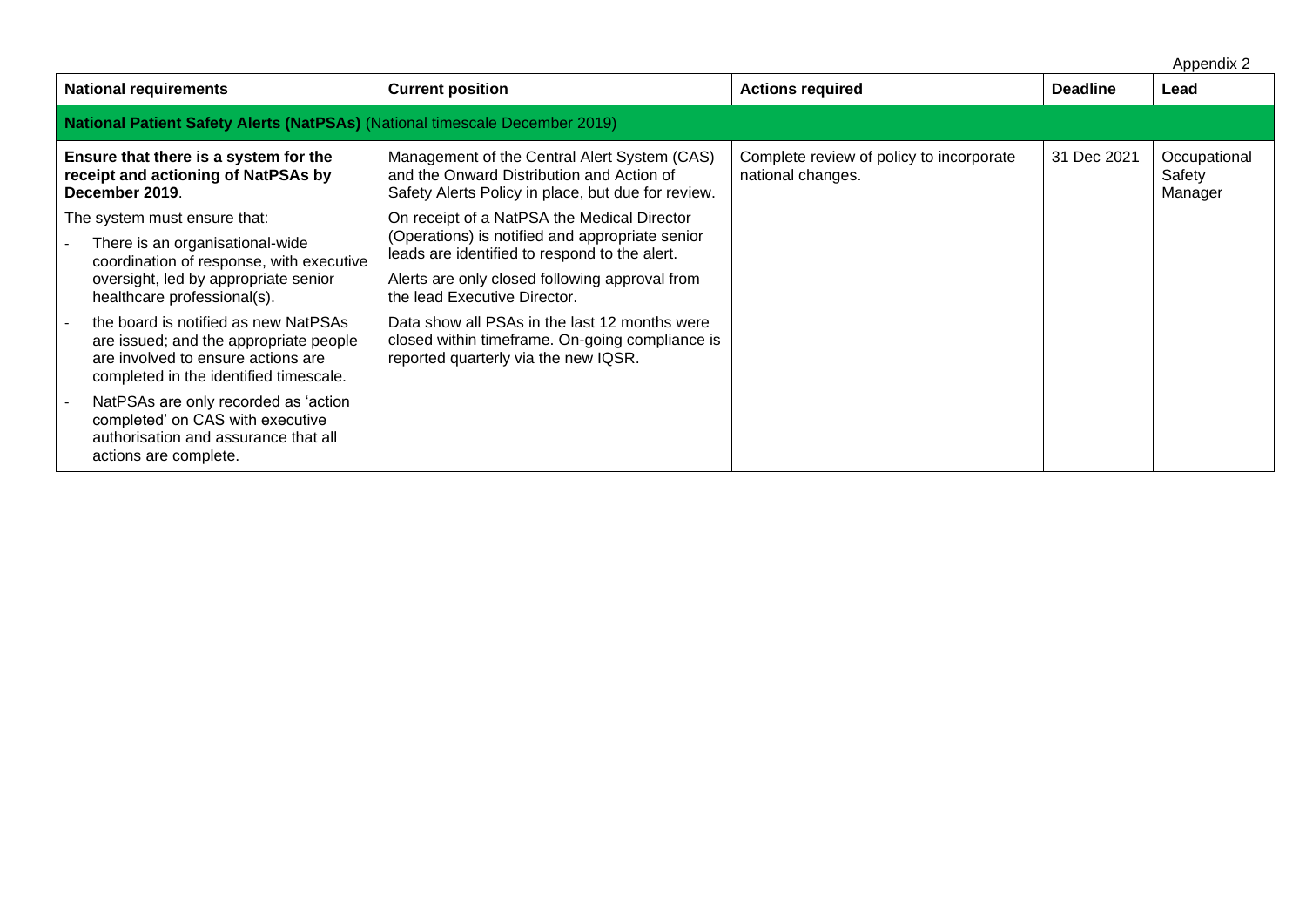Appendix 2

| National requirements | Current position | Actions required | Deadline | Lead |
|---|---|---|---|---|
| **National Patient Safety Alerts (NatPSAs)** (National timescale December 2019) | | | | |
| **Ensure that there is a system for the receipt and actioning of NatPSAs by December 2019**.<br>The system must ensure that:<br>- There is an organisational-wide coordination of response, with executive oversight, led by appropriate senior healthcare professional(s).<br>- the board is notified as new NatPSAs are issued; and the appropriate people are involved to ensure actions are completed in the identified timescale.<br>- NatPSAs are only recorded as 'action completed' on CAS with executive authorisation and assurance that all actions are complete. | Management of the Central Alert System (CAS) and the Onward Distribution and Action of Safety Alerts Policy in place, but due for review.<br>On receipt of a NatPSA the Medical Director (Operations) is notified and appropriate senior leads are identified to respond to the alert.<br>Alerts are only closed following approval from the lead Executive Director.<br>Data show all PSAs in the last 12 months were closed within timeframe. On-going compliance is reported quarterly via the new IQSR. | Complete review of policy to incorporate national changes. | 31 Dec 2021 | Occupational Safety Manager |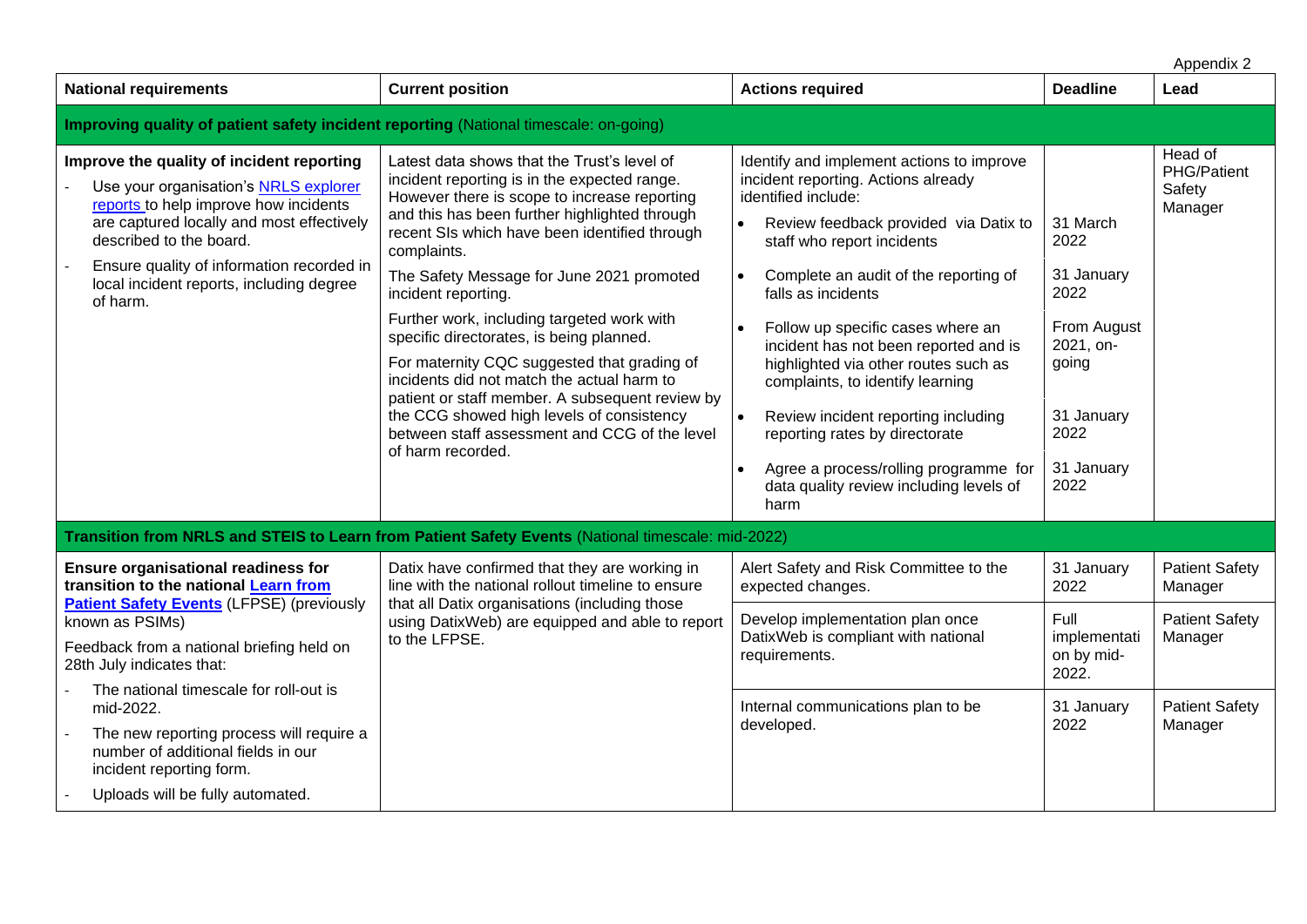Appendix 2

| National requirements | Current position | Actions required | Deadline | Lead |
|---|---|---|---|---|
| **Improving quality of patient safety incident reporting** (National timescale: on-going) | | | | |
| **Improve the quality of incident reporting**<br>- Use your organisation's NRLS explorer reports to help improve how incidents are captured locally and most effectively described to the board.<br>- Ensure quality of information recorded in local incident reports, including degree of harm. | Latest data shows that the Trust's level of incident reporting is in the expected range. However there is scope to increase reporting and this has been further highlighted through recent SIs which have been identified through complaints.<br>The Safety Message for June 2021 promoted incident reporting.<br>Further work, including targeted work with specific directorates, is being planned.<br>For maternity CQC suggested that grading of incidents did not match the actual harm to patient or staff member. A subsequent review by the CCG showed high levels of consistency between staff assessment and CCG of the level of harm recorded. | Identify and implement actions to improve incident reporting. Actions already identified include:<br>• Review feedback provided via Datix to staff who report incidents<br>• Complete an audit of the reporting of falls as incidents<br>• Follow up specific cases where an incident has not been reported and is highlighted via other routes such as complaints, to identify learning<br>• Review incident reporting including reporting rates by directorate<br>• Agree a process/rolling programme for data quality review including levels of harm | 31 March 2022<br>31 January 2022<br>From August 2021, on-going<br>31 January 2022<br>31 January 2022 | Head of PHG/Patient Safety Manager |
| **Transition from NRLS and STEIS to Learn from Patient Safety Events** (National timescale: mid-2022) | | | | |
| **Ensure organisational readiness for transition to the national Learn from Patient Safety Events (LFPSE)** (previously known as PSIMs)<br>Feedback from a national briefing held on 28th July indicates that:<br>- The national timescale for roll-out is mid-2022.<br>- The new reporting process will require a number of additional fields in our incident reporting form.<br>- Uploads will be fully automated. | Datix have confirmed that they are working in line with the national rollout timeline to ensure that all Datix organisations (including those using DatixWeb) are equipped and able to report to the LFPSE. | Alert Safety and Risk Committee to the expected changes. | 31 January 2022 | Patient Safety Manager |
| | | Develop implementation plan once DatixWeb is compliant with national requirements. | Full implementation by mid-2022. | Patient Safety Manager |
| | | Internal communications plan to be developed. | 31 January 2022 | Patient Safety Manager |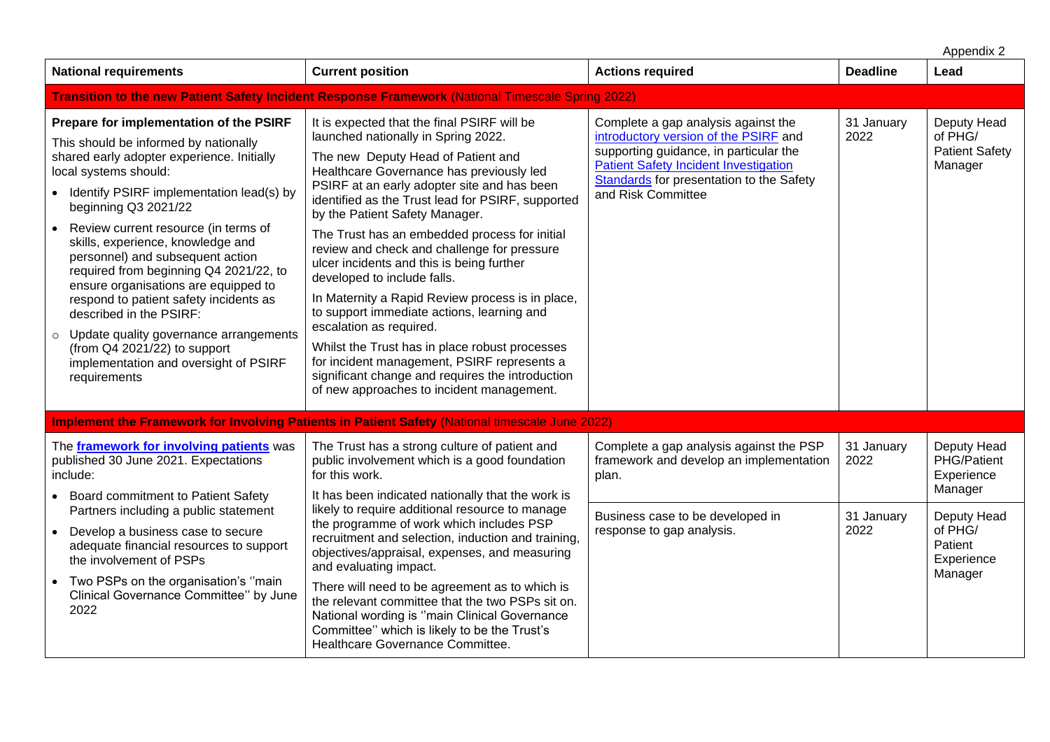Appendix 2

| National requirements | Current position | Actions required | Deadline | Lead |
|---|---|---|---|---|
| **Transition to the new Patient Safety Incident Response Framework** (National Timescale Spring 2022) | | | | |
| **Prepare for implementation of the PSIRF**<br>This should be informed by nationally shared early adopter experience. Initially local systems should:<br>• Identify PSIRF implementation lead(s) by beginning Q3 2021/22<br>• Review current resource (in terms of skills, experience, knowledge and personnel) and subsequent action required from beginning Q4 2021/22, to ensure organisations are equipped to respond to patient safety incidents as described in the PSIRF:<br>○ Update quality governance arrangements (from Q4 2021/22) to support implementation and oversight of PSIRF requirements | It is expected that the final PSIRF will be launched nationally in Spring 2022.<br>The new Deputy Head of Patient and Healthcare Governance has previously led PSIRF at an early adopter site and has been identified as the Trust lead for PSIRF, supported by the Patient Safety Manager.<br>The Trust has an embedded process for initial review and check and challenge for pressure ulcer incidents and this is being further developed to include falls.<br>In Maternity a Rapid Review process is in place, to support immediate actions, learning and escalation as required.<br>Whilst the Trust has in place robust processes for incident management, PSIRF represents a significant change and requires the introduction of new approaches to incident management. | Complete a gap analysis against the introductory version of the PSIRF and supporting guidance, in particular the Patient Safety Incident Investigation Standards for presentation to the Safety and Risk Committee | 31 January 2022 | Deputy Head of PHG/ Patient Safety Manager |
| **Implement the Framework for Involving Patients in Patient Safety** (National timescale June 2022) | | | | |
| The **framework for involving patients** was published 30 June 2021. Expectations include:<br>• Board commitment to Patient Safety Partners including a public statement<br>• Develop a business case to secure adequate financial resources to support the involvement of PSPs<br>• Two PSPs on the organisation's ''main Clinical Governance Committee'' by June 2022 | The Trust has a strong culture of patient and public involvement which is a good foundation for this work.<br>It has been indicated nationally that the work is likely to require additional resource to manage the programme of work which includes PSP recruitment and selection, induction and training, objectives/appraisal, expenses, and measuring and evaluating impact.<br>There will need to be agreement as to which is the relevant committee that the two PSPs sit on. National wording is ''main Clinical Governance Committee'' which is likely to be the Trust's Healthcare Governance Committee. | Complete a gap analysis against the PSP framework and develop an implementation plan.<br><br>Business case to be developed in response to gap analysis. | 31 January 2022<br><br>31 January 2022 | Deputy Head PHG/Patient Experience Manager<br><br>Deputy Head of PHG/ Patient Experience Manager |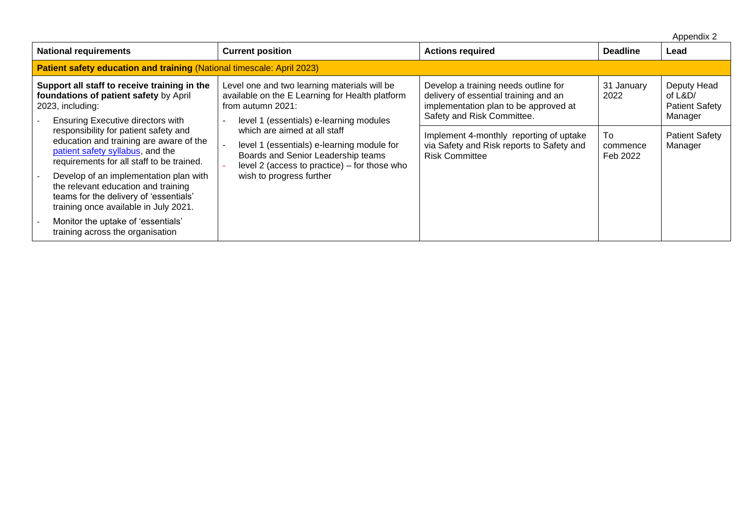Appendix 2

| National requirements | Current position | Actions required | Deadline | Lead |
|---|---|---|---|---|
| **Patient safety education and training** (National timescale: April 2023) | | | | |
| **Support all staff to receive training in the foundations of patient safety** by April 2023, including:<br>- Ensuring Executive directors with responsibility for patient safety and education and training are aware of the patient safety syllabus, and the requirements for all staff to be trained.<br>- Develop of an implementation plan with the relevant education and training teams for the delivery of 'essentials' training once available in July 2021.<br>- Monitor the uptake of 'essentials' training across the organisation | Level one and two learning materials will be available on the E Learning for Health platform from autumn 2021:<br>- level 1 (essentials) e-learning modules which are aimed at all staff<br>- level 1 (essentials) e-learning module for Boards and Senior Leadership teams<br>- level 2 (access to practice) – for those who wish to progress further | Develop a training needs outline for delivery of essential training and an implementation plan to be approved at Safety and Risk Committee. | 31 January 2022 | Deputy Head of L&D/ Patient Safety Manager |
| | | Implement 4-monthly reporting of uptake via Safety and Risk reports to Safety and Risk Committee | To commence Feb 2022 | Patient Safety Manager |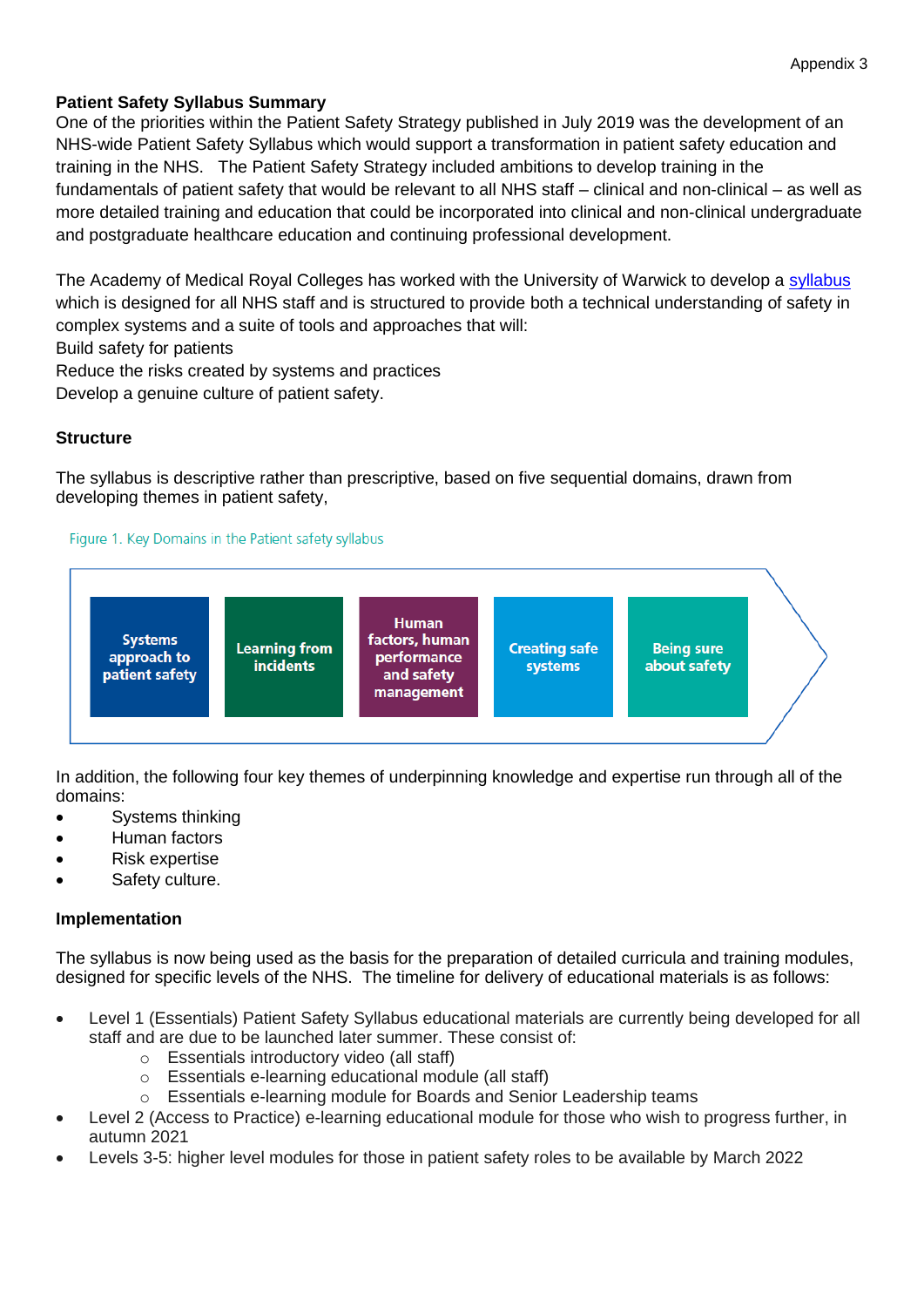Appendix 3

**Patient Safety Syllabus Summary**

One of the priorities within the Patient Safety Strategy published in July 2019 was the development of an NHS-wide Patient Safety Syllabus which would support a transformation in patient safety education and training in the NHS. The Patient Safety Strategy included ambitions to develop training in the fundamentals of patient safety that would be relevant to all NHS staff – clinical and non-clinical – as well as more detailed training and education that could be incorporated into clinical and non-clinical undergraduate and postgraduate healthcare education and continuing professional development.

The Academy of Medical Royal Colleges has worked with the University of Warwick to develop a syllabus which is designed for all NHS staff and is structured to provide both a technical understanding of safety in complex systems and a suite of tools and approaches that will:

Build safety for patients

Reduce the risks created by systems and practices

Develop a genuine culture of patient safety.

**Structure**

The syllabus is descriptive rather than prescriptive, based on five sequential domains, drawn from developing themes in patient safety,

Figure 1. Key Domains in the Patient safety syllabus

Systems approach to patient safety

Learning from incidents

Human factors, human performance and safety management

Creating safe systems

Being sure about safety

In addition, the following four key themes of underpinning knowledge and expertise run through all of the domains:

- Systems thinking
- Human factors
- Risk expertise
- Safety culture.

**Implementation**

The syllabus is now being used as the basis for the preparation of detailed curricula and training modules, designed for specific levels of the NHS. The timeline for delivery of educational materials is as follows:

- Level 1 (Essentials) Patient Safety Syllabus educational materials are currently being developed for all staff and are due to be launched later summer. These consist of:
    - Essentials introductory video (all staff)
    - Essentials e-learning educational module (all staff)
    - Essentials e-learning module for Boards and Senior Leadership teams
- Level 2 (Access to Practice) e-learning educational module for those who wish to progress further, in autumn 2021
- Levels 3-5: higher level modules for those in patient safety roles to be available by March 2022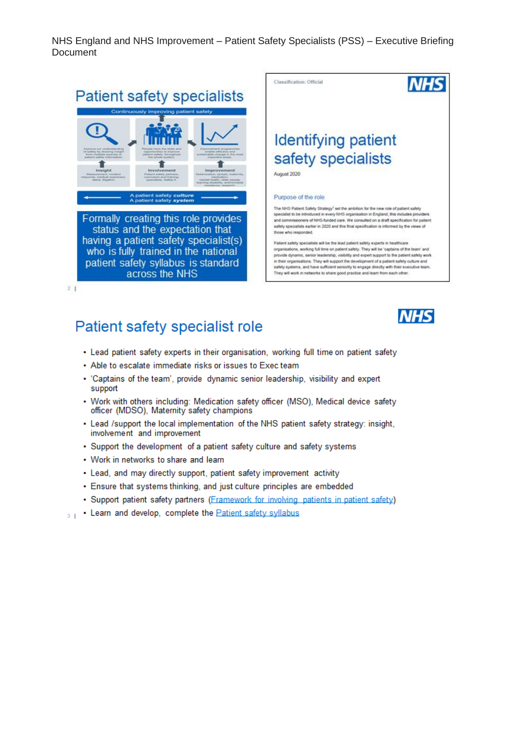NHS England and NHS Improvement – Patient Safety Specialists (PSS) – Executive Briefing Document

## Patient safety specialists

Continuously improving patient safety

Insight

Involvement

Improvement

A patient safety *culture*
A patient safety *system*

Formally creating this role provides status and the expectation that having a patient safety specialist(s) who is fully trained in the national patient safety syllabus is standard across the NHS

Classification: Official

NHS

## Identifying patient safety specialists

August 2020

Purpose of the role

The NHS Patient Safety Strategy[1] set the ambition for the new role of patient safety specialist to be introduced in every NHS organisation in England; this includes providers and commissioners of NHS-funded care. We consulted on a draft specification for patient safety specialists earlier in 2020 and this final specification is informed by the views of those who responded.

Patient safety specialists will be the lead patient safety experts in healthcare organisations, working full time on patient safety. They will be 'captains of the team' and provide dynamic, senior leadership, visibility and expert support to the patient safety work in their organisations. They will support the development of a patient safety culture and safety systems, and have sufficient seniority to engage directly with their executive team. They will work in networks to share good practice and learn from each other.

## Patient safety specialist role

NHS

- Lead patient safety experts in their organisation, working full time on patient safety
- Able to escalate immediate risks or issues to Exec team
- 'Captains of the team', provide dynamic senior leadership, visibility and expert support
- Work with others including: Medication safety officer (MSO), Medical device safety officer (MDSO), Maternity safety champions
- Lead /support the local implementation of the NHS patient safety strategy: insight, involvement and improvement
- Support the development of a patient safety culture and safety systems
- Work in networks to share and learn
- Lead, and may directly support, patient safety improvement activity
- Ensure that systems thinking, and just culture principles are embedded
- Support patient safety partners (Framework for involving patients in patient safety)
- Learn and develop, complete the Patient safety syllabus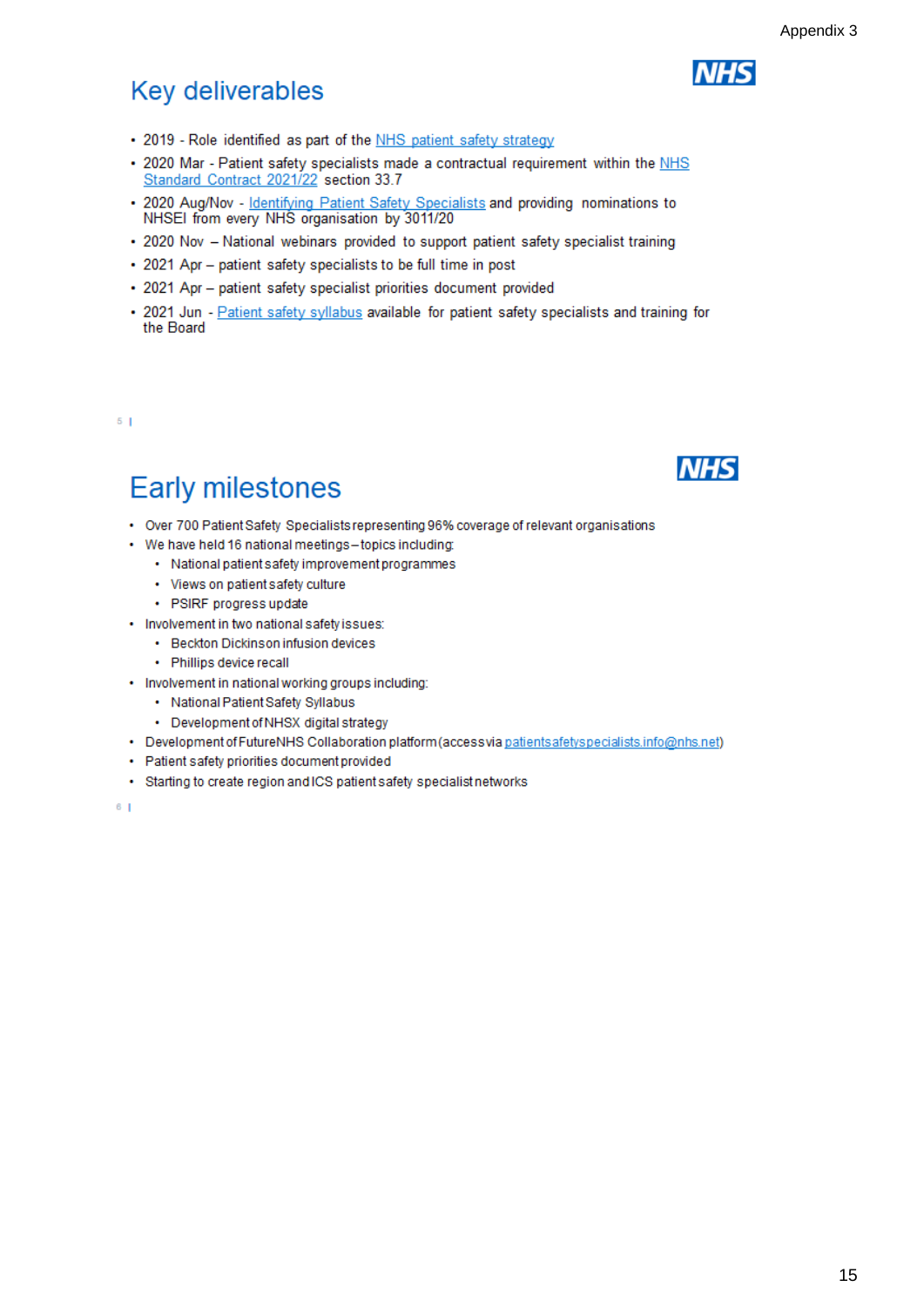## Key deliverables

- 2019 - Role identified as part of the NHS patient safety strategy
- 2020 Mar - Patient safety specialists made a contractual requirement within the NHS Standard Contract 2021/22 section 33.7
- 2020 Aug/Nov - Identifying Patient Safety Specialists and providing nominations to NHSEI from every NHS organisation by 3011/20
- 2020 Nov – National webinars provided to support patient safety specialist training
- 2021 Apr – patient safety specialists to be full time in post
- 2021 Apr – patient safety specialist priorities document provided
- 2021 Jun - Patient safety syllabus available for patient safety specialists and training for the Board

## Early milestones

- Over 700 Patient Safety Specialists representing 96% coverage of relevant organisations
- We have held 16 national meetings – topics including:
  - National patient safety improvement programmes
  - Views on patient safety culture
  - PSIRF progress update
- Involvement in two national safety issues:
  - Beckton Dickinson infusion devices
  - Phillips device recall
- Involvement in national working groups including:
  - National Patient Safety Syllabus
  - Development of NHSX digital strategy
- Development of FutureNHS Collaboration platform (access via patientsafetyspecialists.info@nhs.net)
- Patient safety priorities document provided
- Starting to create region and ICS patient safety specialist networks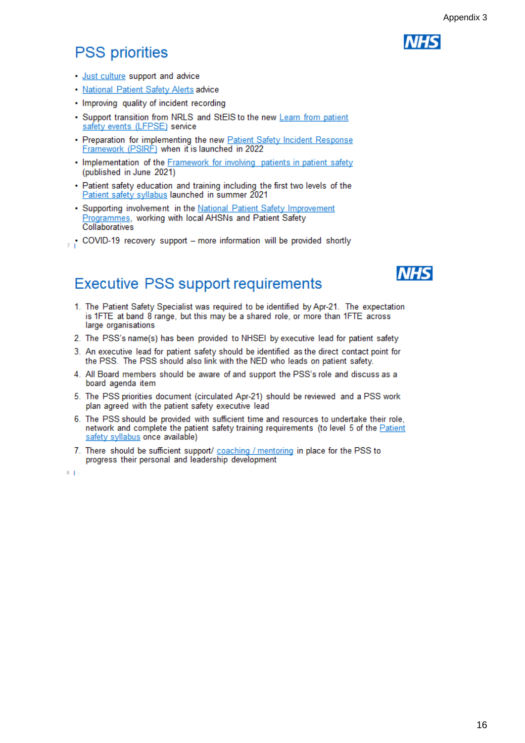Appendix 3

## PSS priorities

- Just culture support and advice
- National Patient Safety Alerts advice
- Improving quality of incident recording
- Support transition from NRLS and StEIS to the new Learn from patient safety events (LFPSE) service
- Preparation for implementing the new Patient Safety Incident Response Framework (PSIRF) when it is launched in 2022
- Implementation of the Framework for involving patients in patient safety (published in June 2021)
- Patient safety education and training including the first two levels of the Patient safety syllabus launched in summer 2021
- Supporting involvement in the National Patient Safety Improvement Programmes, working with local AHSNs and Patient Safety Collaboratives
- COVID-19 recovery support – more information will be provided shortly

## Executive PSS support requirements

1. The Patient Safety Specialist was required to be identified by Apr-21. The expectation is 1FTE at band 8 range, but this may be a shared role, or more than 1FTE across large organisations
2. The PSS's name(s) has been provided to NHSEI by executive lead for patient safety
3. An executive lead for patient safety should be identified as the direct contact point for the PSS. The PSS should also link with the NED who leads on patient safety.
4. All Board members should be aware of and support the PSS's role and discuss as a board agenda item
5. The PSS priorities document (circulated Apr-21) should be reviewed and a PSS work plan agreed with the patient safety executive lead
6. The PSS should be provided with sufficient time and resources to undertake their role, network and complete the patient safety training requirements (to level 5 of the Patient safety syllabus once available)
7. There should be sufficient support/ coaching / mentoring in place for the PSS to progress their personal and leadership development